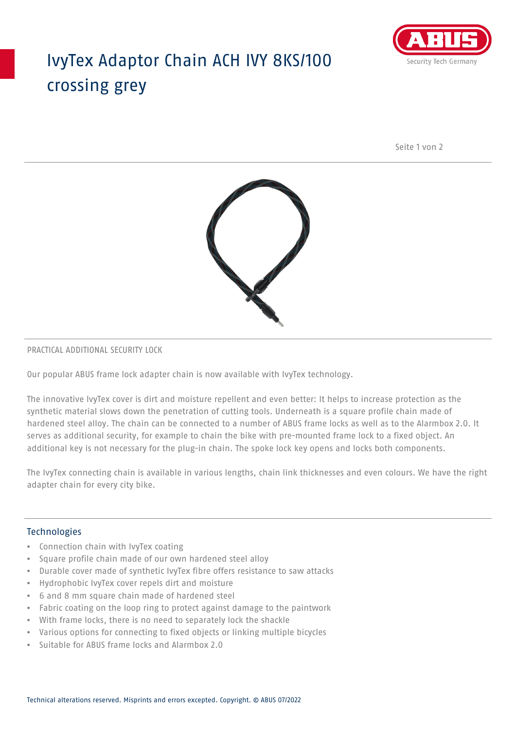# IvyTex Adaptor Chain ACH IVY 8KS/100 crossing grey

PRACTICAL ADDITIONAL SECURITY LOCK

Our popular ABUS frame lock adapter chain is now available with IvyTex technology.

The innovative IvyTex cover is dirt and moisture repellent and even better: It helps to increase protection as the synthetic material slows down the penetration of cutting tools. Underneath is a square profile chain made of hardened steel alloy. The chain can be connected to a number of ABUS frame locks as well as to the Alarmbox 2.0. It serves as additional security, for example to chain the bike with pre-mounted frame lock to a fixed object. An additional key is not necessary for the plug-in chain. The spoke lock key opens and locks both components.

The IvyTex connecting chain is available in various lengths, chain link thicknesses and even colours. We have the right adapter chain for every city bike.

## Technologies

- Connection chain with IvyTex coating
- Square profile chain made of our own hardened steel alloy
- Durable cover made of synthetic IvyTex fibre offers resistance to saw attacks
- Hydrophobic IvyTex cover repels dirt and moisture
- 6 and 8 mm square chain made of hardened steel
- Fabric coating on the loop ring to protect against damage to the paintwork
- With frame locks, there is no need to separately lock the shackle
- Various options for connecting to fixed objects or linking multiple bicycles
- Suitable for ABUS frame locks and Alarmbox 2.0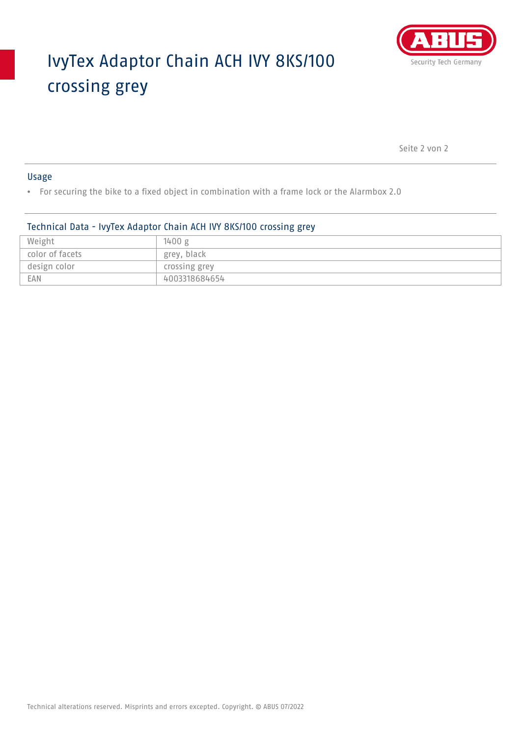# IvyTex Adaptor Chain ACH IVY 8KS/100 crossing grey

## Usage

- For securing the bike to a fixed object in combination with a frame lock or the Alarmbox 2.0

## Technical Data - IvyTex Adaptor Chain ACH IVY 8KS/100 crossing grey

| | |
|---|---|
| Weight | 1400 g |
| color of facets | grey, black |
| design color | crossing grey |
| EAN | 4003318684654 |

Technical alterations reserved. Misprints and errors excepted. Copyright. © ABUS 07/2022